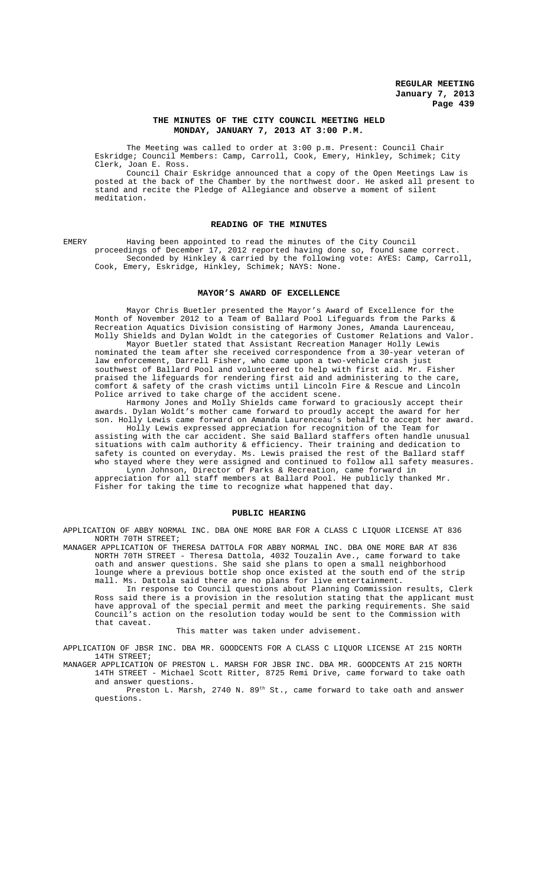# THE MINUTES OF THE CITY COUNCIL MEETING HELD MONDAY, JANUARY 7, 2013 AT 3:00 P.M.

The Meeting was called to order at 3:00 p.m. Present: Council Chair Eskridge; Council Members: Camp, Carroll, Cook, Emery, Hinkley, Schimek; City Clerk, Joan E. Ross.

Council Chair Eskridge announced that a copy of the Open Meetings Law is posted at the back of the Chamber by the northwest door. He asked all present to stand and recite the Pledge of Allegiance and observe a moment of silent meditation.

## READING OF THE MINUTES

EMERY Having been appointed to read the minutes of the City Council proceedings of December 17, 2012 reported having done so, found same correct.

Seconded by Hinkley & carried by the following vote: AYES: Camp, Carroll, Cook, Emery, Eskridge, Hinkley, Schimek; NAYS: None.

## MAYOR'S AWARD OF EXCELLENCE

Mayor Chris Beutler presented the Mayor's Award of Excellence for the Month of November 2012 to a Team of Ballard Pool Lifeguards from the Parks & Recreation Aquatics Division consisting of Harmony Jones, Amanda Laurenceau, Molly Shields and Dylan Woldt in the categories of Customer Relations and Valor.

Mayor Beutler stated that Assistant Recreation Manager Holly Lewis nominated the team after she received correspondence from a 30-year veteran of law enforcement, Darrell Fisher, who came upon a two-vehicle crash just southwest of Ballard Pool and volunteered to help with first aid. Mr. Fisher praised the lifeguards for rendering first aid and administering to the care, comfort & safety of the crash victims until Lincoln Fire & Rescue and Lincoln Police arrived to take charge of the accident scene.

Harmony Jones and Molly Shields came forward to graciously accept their awards. Dylan Woldt's mother came forward to proudly accept the award for her son. Holly Lewis came forward on Amanda Laurenceau's behalf to accept her award.

Holly Lewis expressed appreciation for recognition of the Team for assisting with the car accident. She said Ballard staffers often handle unusual situations with calm authority & efficiency. Their training and dedication to safety is counted on everyday. Ms. Lewis praised the rest of the Ballard staff who stayed where they were assigned and continued to follow all safety measures.

Lynn Johnson, Director of Parks & Recreation, came forward in appreciation for all staff members at Ballard Pool. He publicly thanked Mr. Fisher for taking the time to recognize what happened that day.

## PUBLIC HEARING

APPLICATION OF ABBY NORMAL INC. DBA ONE MORE BAR FOR A CLASS C LIQUOR LICENSE AT 836 NORTH 70TH STREET;

MANAGER APPLICATION OF THERESA DATTOLA FOR ABBY NORMAL INC. DBA ONE MORE BAR AT 836 NORTH 70TH STREET - Theresa Dattola, 4032 Touzalin Ave., came forward to take oath and answer questions. She said she plans to open a small neighborhood lounge where a previous bottle shop once existed at the south end of the strip mall. Ms. Dattola said there are no plans for live entertainment.

In response to Council questions about Planning Commission results, Clerk Ross said there is a provision in the resolution stating that the applicant must have approval of the special permit and meet the parking requirements. She said Council's action on the resolution today would be sent to the Commission with that caveat.

This matter was taken under advisement.

APPLICATION OF JBSR INC. DBA MR. GOODCENTS FOR A CLASS C LIQUOR LICENSE AT 215 NORTH 14TH STREET;

MANAGER APPLICATION OF PRESTON L. MARSH FOR JBSR INC. DBA MR. GOODCENTS AT 215 NORTH 14TH STREET - Michael Scott Ritter, 8725 Remi Drive, came forward to take oath and answer questions.

Preston L. Marsh, 2740 N. 89th St., came forward to take oath and answer questions.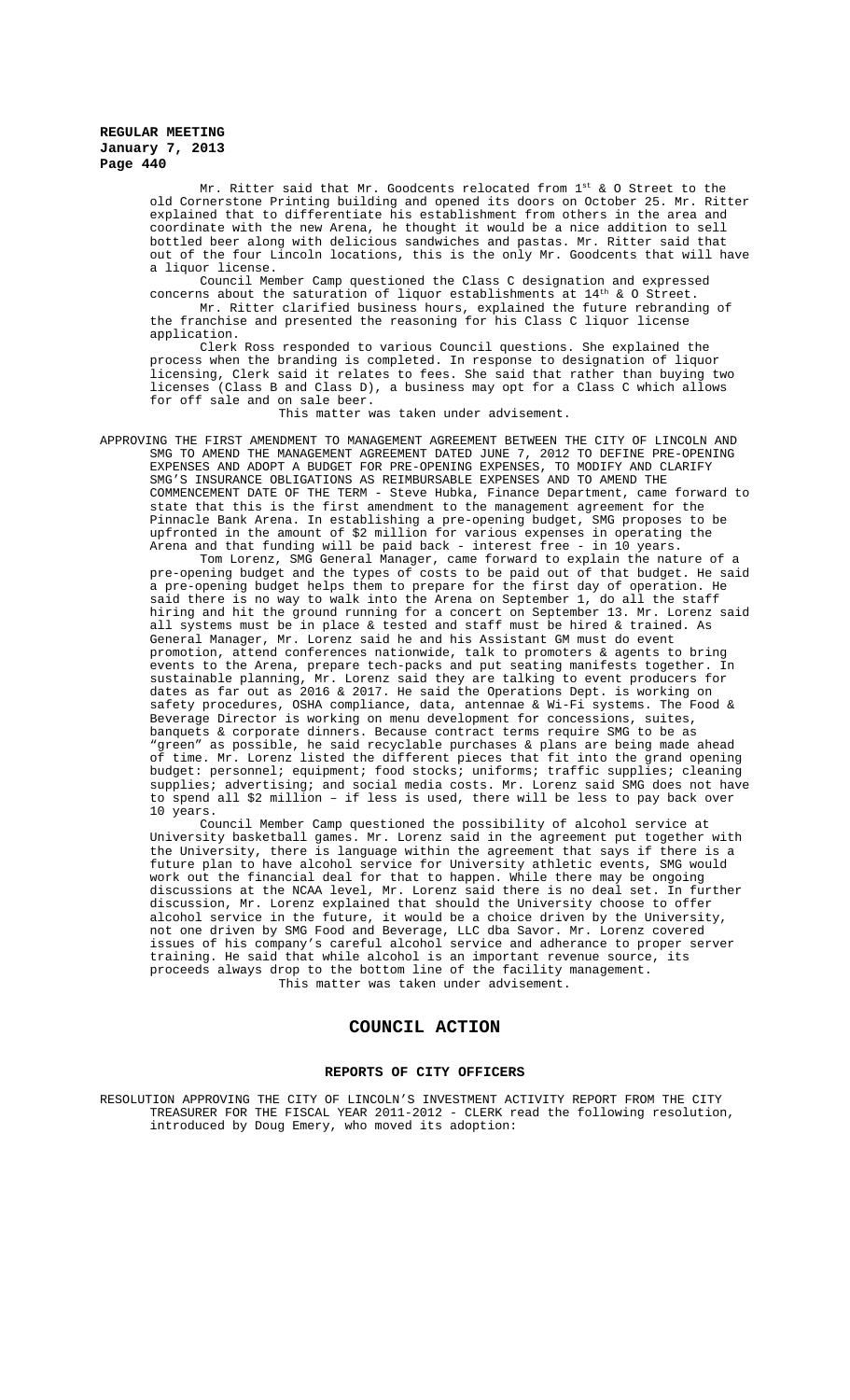Mr. Ritter said that Mr. Goodcents relocated from 1st & O Street to the old Cornerstone Printing building and opened its doors on October 25. Mr. Ritter explained that to differentiate his establishment from others in the area and coordinate with the new Arena, he thought it would be a nice addition to sell bottled beer along with delicious sandwiches and pastas. Mr. Ritter said that out of the four Lincoln locations, this is the only Mr. Goodcents that will have a liquor license.

Council Member Camp questioned the Class C designation and expressed concerns about the saturation of liquor establishments at 14th & O Street.

Mr. Ritter clarified business hours, explained the future rebranding of the franchise and presented the reasoning for his Class C liquor license application.

Clerk Ross responded to various Council questions. She explained the process when the branding is completed. In response to designation of liquor licensing, Clerk said it relates to fees. She said that rather than buying two licenses (Class B and Class D), a business may opt for a Class C which allows for off sale and on sale beer.

This matter was taken under advisement.

APPROVING THE FIRST AMENDMENT TO MANAGEMENT AGREEMENT BETWEEN THE CITY OF LINCOLN AND SMG TO AMEND THE MANAGEMENT AGREEMENT DATED JUNE 7, 2012 TO DEFINE PRE-OPENING EXPENSES AND ADOPT A BUDGET FOR PRE-OPENING EXPENSES, TO MODIFY AND CLARIFY SMG'S INSURANCE OBLIGATIONS AS REIMBURSABLE EXPENSES AND TO AMEND THE COMMENCEMENT DATE OF THE TERM - Steve Hubka, Finance Department, came forward to state that this is the first amendment to the management agreement for the Pinnacle Bank Arena. In establishing a pre-opening budget, SMG proposes to be upfronted in the amount of $2 million for various expenses in operating the Arena and that funding will be paid back - interest free - in 10 years.

Tom Lorenz, SMG General Manager, came forward to explain the nature of a pre-opening budget and the types of costs to be paid out of that budget. He said a pre-opening budget helps them to prepare for the first day of operation. He said there is no way to walk into the Arena on September 1, do all the staff hiring and hit the ground running for a concert on September 13. Mr. Lorenz said all systems must be in place & tested and staff must be hired & trained. As General Manager, Mr. Lorenz said he and his Assistant GM must do event promotion, attend conferences nationwide, talk to promoters & agents to bring events to the Arena, prepare tech-packs and put seating manifests together. In sustainable planning, Mr. Lorenz said they are talking to event producers for dates as far out as 2016 & 2017. He said the Operations Dept. is working on safety procedures, OSHA compliance, data, antennae & Wi-Fi systems. The Food & Beverage Director is working on menu development for concessions, suites, banquets & corporate dinners. Because contract terms require SMG to be as "green" as possible, he said recyclable purchases & plans are being made ahead of time. Mr. Lorenz listed the different pieces that fit into the grand opening budget: personnel; equipment; food stocks; uniforms; traffic supplies; cleaning supplies; advertising; and social media costs. Mr. Lorenz said SMG does not have to spend all $2 million – if less is used, there will be less to pay back over 10 years.

Council Member Camp questioned the possibility of alcohol service at University basketball games. Mr. Lorenz said in the agreement put together with the University, there is language within the agreement that says if there is a future plan to have alcohol service for University athletic events, SMG would work out the financial deal for that to happen. While there may be ongoing discussions at the NCAA level, Mr. Lorenz said there is no deal set. In further discussion, Mr. Lorenz explained that should the University choose to offer alcohol service in the future, it would be a choice driven by the University, not one driven by SMG Food and Beverage, LLC dba Savor. Mr. Lorenz covered issues of his company's careful alcohol service and adherance to proper server training. He said that while alcohol is an important revenue source, its proceeds always drop to the bottom line of the facility management.

This matter was taken under advisement.

## COUNCIL ACTION

### REPORTS OF CITY OFFICERS

RESOLUTION APPROVING THE CITY OF LINCOLN'S INVESTMENT ACTIVITY REPORT FROM THE CITY TREASURER FOR THE FISCAL YEAR 2011-2012 - CLERK read the following resolution, introduced by Doug Emery, who moved its adoption: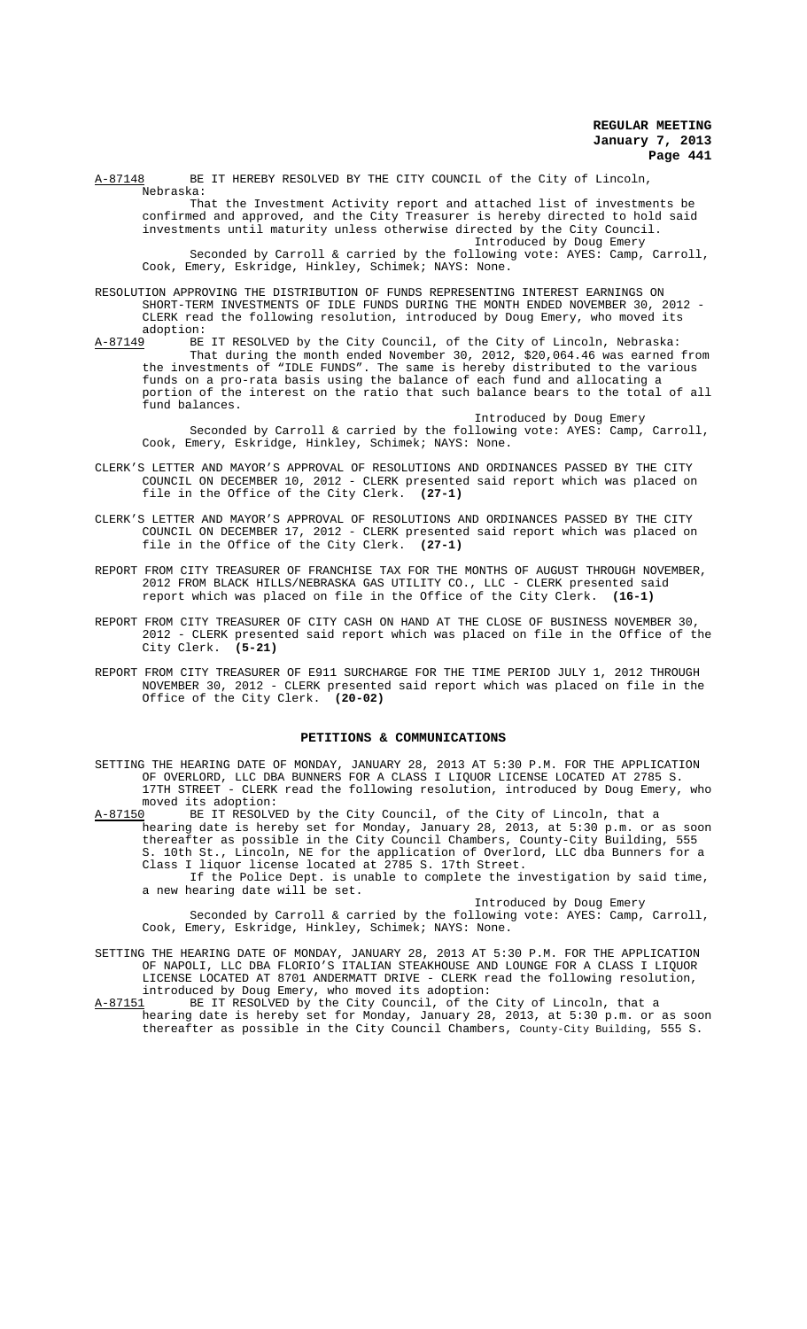A-87148 BE IT HEREBY RESOLVED BY THE CITY COUNCIL of the City of Lincoln, Nebraska:

That the Investment Activity report and attached list of investments be confirmed and approved, and the City Treasurer is hereby directed to hold said investments until maturity unless otherwise directed by the City Council.

Introduced by Doug Emery

Seconded by Carroll & carried by the following vote: AYES: Camp, Carroll, Cook, Emery, Eskridge, Hinkley, Schimek; NAYS: None.

RESOLUTION APPROVING THE DISTRIBUTION OF FUNDS REPRESENTING INTEREST EARNINGS ON SHORT-TERM INVESTMENTS OF IDLE FUNDS DURING THE MONTH ENDED NOVEMBER 30, 2012 - CLERK read the following resolution, introduced by Doug Emery, who moved its adoption:

A-87149 BE IT RESOLVED by the City Council, of the City of Lincoln, Nebraska:

That during the month ended November 30, 2012, $20,064.46 was earned from the investments of "IDLE FUNDS". The same is hereby distributed to the various funds on a pro-rata basis using the balance of each fund and allocating a portion of the interest on the ratio that such balance bears to the total of all fund balances.

Introduced by Doug Emery

Seconded by Carroll & carried by the following vote: AYES: Camp, Carroll, Cook, Emery, Eskridge, Hinkley, Schimek; NAYS: None.

CLERK'S LETTER AND MAYOR'S APPROVAL OF RESOLUTIONS AND ORDINANCES PASSED BY THE CITY COUNCIL ON DECEMBER 10, 2012 - CLERK presented said report which was placed on file in the Office of the City Clerk. **(27-1)**

CLERK'S LETTER AND MAYOR'S APPROVAL OF RESOLUTIONS AND ORDINANCES PASSED BY THE CITY COUNCIL ON DECEMBER 17, 2012 - CLERK presented said report which was placed on file in the Office of the City Clerk. **(27-1)**

REPORT FROM CITY TREASURER OF FRANCHISE TAX FOR THE MONTHS OF AUGUST THROUGH NOVEMBER, 2012 FROM BLACK HILLS/NEBRASKA GAS UTILITY CO., LLC - CLERK presented said report which was placed on file in the Office of the City Clerk. **(16-1)**

REPORT FROM CITY TREASURER OF CITY CASH ON HAND AT THE CLOSE OF BUSINESS NOVEMBER 30, 2012 - CLERK presented said report which was placed on file in the Office of the City Clerk. **(5-21)**

REPORT FROM CITY TREASURER OF E911 SURCHARGE FOR THE TIME PERIOD JULY 1, 2012 THROUGH NOVEMBER 30, 2012 - CLERK presented said report which was placed on file in the Office of the City Clerk. **(20-02)**

## PETITIONS & COMMUNICATIONS

SETTING THE HEARING DATE OF MONDAY, JANUARY 28, 2013 AT 5:30 P.M. FOR THE APPLICATION OF OVERLORD, LLC DBA BUNNERS FOR A CLASS I LIQUOR LICENSE LOCATED AT 2785 S. 17TH STREET - CLERK read the following resolution, introduced by Doug Emery, who moved its adoption:

A-87150 BE IT RESOLVED by the City Council, of the City of Lincoln, that a hearing date is hereby set for Monday, January 28, 2013, at 5:30 p.m. or as soon thereafter as possible in the City Council Chambers, County-City Building, 555 S. 10th St., Lincoln, NE for the application of Overlord, LLC dba Bunners for a Class I liquor license located at 2785 S. 17th Street.

If the Police Dept. is unable to complete the investigation by said time, a new hearing date will be set.

Introduced by Doug Emery

Seconded by Carroll & carried by the following vote: AYES: Camp, Carroll, Cook, Emery, Eskridge, Hinkley, Schimek; NAYS: None.

SETTING THE HEARING DATE OF MONDAY, JANUARY 28, 2013 AT 5:30 P.M. FOR THE APPLICATION OF NAPOLI, LLC DBA FLORIO'S ITALIAN STEAKHOUSE AND LOUNGE FOR A CLASS I LIQUOR LICENSE LOCATED AT 8701 ANDERMATT DRIVE - CLERK read the following resolution, introduced by Doug Emery, who moved its adoption:

A-87151 BE IT RESOLVED by the City Council, of the City of Lincoln, that a hearing date is hereby set for Monday, January 28, 2013, at 5:30 p.m. or as soon thereafter as possible in the City Council Chambers, County-City Building, 555 S.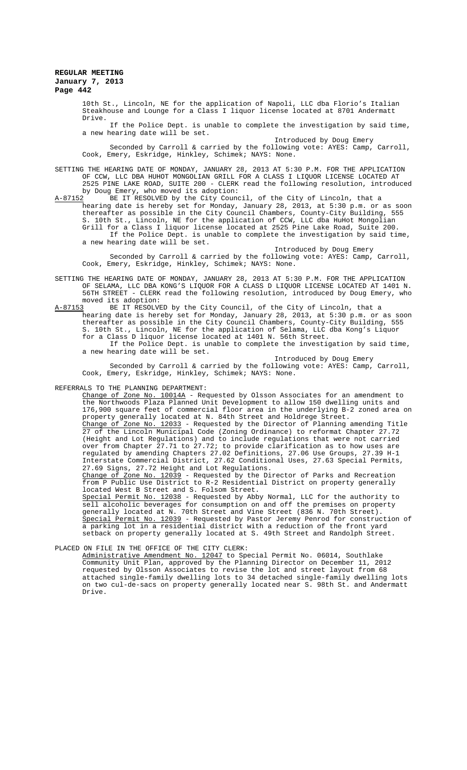10th St., Lincoln, NE for the application of Napoli, LLC dba Florio's Italian Steakhouse and Lounge for a Class I liquor license located at 8701 Andermatt Drive.

If the Police Dept. is unable to complete the investigation by said time, a new hearing date will be set.

Introduced by Doug Emery

Seconded by Carroll & carried by the following vote: AYES: Camp, Carroll, Cook, Emery, Eskridge, Hinkley, Schimek; NAYS: None.

SETTING THE HEARING DATE OF MONDAY, JANUARY 28, 2013 AT 5:30 P.M. FOR THE APPLICATION OF CCW, LLC DBA HUHOT MONGOLIAN GRILL FOR A CLASS I LIQUOR LICENSE LOCATED AT 2525 PINE LAKE ROAD, SUITE 200 - CLERK read the following resolution, introduced by Doug Emery, who moved its adoption:

A-87152 BE IT RESOLVED by the City Council, of the City of Lincoln, that a hearing date is hereby set for Monday, January 28, 2013, at 5:30 p.m. or as soon thereafter as possible in the City Council Chambers, County-City Building, 555 S. 10th St., Lincoln, NE for the application of CCW, LLC dba HuHot Mongolian Grill for a Class I liquor license located at 2525 Pine Lake Road, Suite 200.

If the Police Dept. is unable to complete the investigation by said time, a new hearing date will be set.

Introduced by Doug Emery

Seconded by Carroll & carried by the following vote: AYES: Camp, Carroll, Cook, Emery, Eskridge, Hinkley, Schimek; NAYS: None.

SETTING THE HEARING DATE OF MONDAY, JANUARY 28, 2013 AT 5:30 P.M. FOR THE APPLICATION OF SELAMA, LLC DBA KONG'S LIQUOR FOR A CLASS D LIQUOR LICENSE LOCATED AT 1401 N. 56TH STREET - CLERK read the following resolution, introduced by Doug Emery, who moved its adoption:

A-87153 BE IT RESOLVED by the City Council, of the City of Lincoln, that a hearing date is hereby set for Monday, January 28, 2013, at 5:30 p.m. or as soon thereafter as possible in the City Council Chambers, County-City Building, 555 S. 10th St., Lincoln, NE for the application of Selama, LLC dba Kong's Liquor for a Class D liquor license located at 1401 N. 56th Street.

If the Police Dept. is unable to complete the investigation by said time, a new hearing date will be set.

Introduced by Doug Emery

Seconded by Carroll & carried by the following vote: AYES: Camp, Carroll, Cook, Emery, Eskridge, Hinkley, Schimek; NAYS: None.

REFERRALS TO THE PLANNING DEPARTMENT:

Change of Zone No. 10014A - Requested by Olsson Associates for an amendment to the Northwoods Plaza Planned Unit Development to allow 150 dwelling units and 176,900 square feet of commercial floor area in the underlying B-2 zoned area on property generally located at N. 84th Street and Holdrege Street.

Change of Zone No. 12033 - Requested by the Director of Planning amending Title 27 of the Lincoln Municipal Code (Zoning Ordinance) to reformat Chapter 27.72 (Height and Lot Regulations) and to include regulations that were not carried over from Chapter 27.71 to 27.72; to provide clarification as to how uses are regulated by amending Chapters 27.02 Definitions, 27.06 Use Groups, 27.39 H-1 Interstate Commercial District, 27.62 Conditional Uses, 27.63 Special Permits, 27.69 Signs, 27.72 Height and Lot Regulations.

Change of Zone No. 12039 - Requested by the Director of Parks and Recreation from P Public Use District to R-2 Residential District on property generally located West B Street and S. Folsom Street.

Special Permit No. 12038 - Requested by Abby Normal, LLC for the authority to sell alcoholic beverages for consumption on and off the premises on property generally located at N. 70th Street and Vine Street (836 N. 70th Street).

Special Permit No. 12039 - Requested by Pastor Jeremy Penrod for construction of a parking lot in a residential district with a reduction of the front yard setback on property generally located at S. 49th Street and Randolph Street.

PLACED ON FILE IN THE OFFICE OF THE CITY CLERK:

Administrative Amendment No. 12047 to Special Permit No. 06014, Southlake Community Unit Plan, approved by the Planning Director on December 11, 2012 requested by Olsson Associates to revise the lot and street layout from 68 attached single-family dwelling lots to 34 detached single-family dwelling lots on two cul-de-sacs on property generally located near S. 98th St. and Andermatt Drive.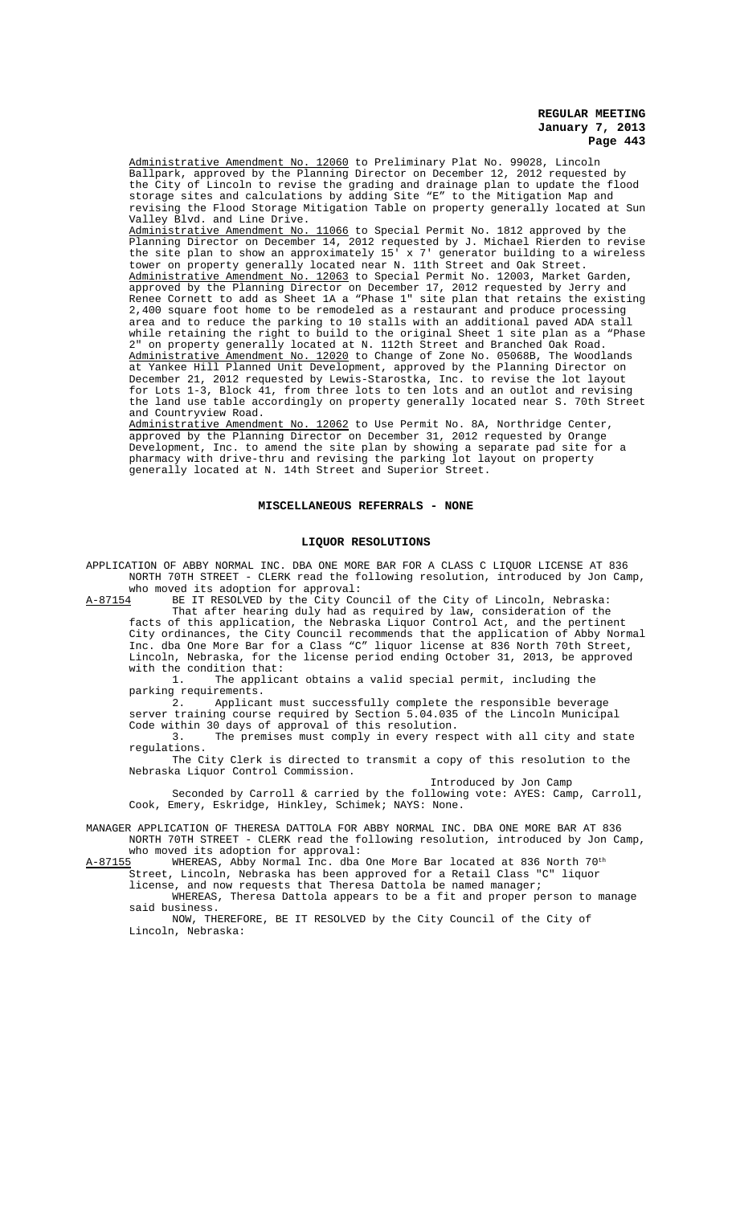Administrative Amendment No. 12060 to Preliminary Plat No. 99028, Lincoln Ballpark, approved by the Planning Director on December 12, 2012 requested by the City of Lincoln to revise the grading and drainage plan to update the flood storage sites and calculations by adding Site "E" to the Mitigation Map and revising the Flood Storage Mitigation Table on property generally located at Sun Valley Blvd. and Line Drive.

Administrative Amendment No. 11066 to Special Permit No. 1812 approved by the Planning Director on December 14, 2012 requested by J. Michael Rierden to revise the site plan to show an approximately 15' x 7' generator building to a wireless tower on property generally located near N. 11th Street and Oak Street.

Administrative Amendment No. 12063 to Special Permit No. 12003, Market Garden, approved by the Planning Director on December 17, 2012 requested by Jerry and Renee Cornett to add as Sheet 1A a "Phase 1" site plan that retains the existing 2,400 square foot home to be remodeled as a restaurant and produce processing area and to reduce the parking to 10 stalls with an additional paved ADA stall while retaining the right to build to the original Sheet 1 site plan as a "Phase 2" on property generally located at N. 112th Street and Branched Oak Road.

Administrative Amendment No. 12020 to Change of Zone No. 05068B, The Woodlands at Yankee Hill Planned Unit Development, approved by the Planning Director on December 21, 2012 requested by Lewis-Starostka, Inc. to revise the lot layout for Lots 1-3, Block 41, from three lots to ten lots and an outlot and revising the land use table accordingly on property generally located near S. 70th Street and Countryview Road.

Administrative Amendment No. 12062 to Use Permit No. 8A, Northridge Center, approved by the Planning Director on December 31, 2012 requested by Orange Development, Inc. to amend the site plan by showing a separate pad site for a pharmacy with drive-thru and revising the parking lot layout on property generally located at N. 14th Street and Superior Street.

## MISCELLANEOUS REFERRALS - NONE

## LIQUOR RESOLUTIONS

APPLICATION OF ABBY NORMAL INC. DBA ONE MORE BAR FOR A CLASS C LIQUOR LICENSE AT 836 NORTH 70TH STREET - CLERK read the following resolution, introduced by Jon Camp, who moved its adoption for approval:

A-87154 BE IT RESOLVED by the City Council of the City of Lincoln, Nebraska:

That after hearing duly had as required by law, consideration of the facts of this application, the Nebraska Liquor Control Act, and the pertinent City ordinances, the City Council recommends that the application of Abby Normal Inc. dba One More Bar for a Class "C" liquor license at 836 North 70th Street, Lincoln, Nebraska, for the license period ending October 31, 2013, be approved with the condition that:

1. The applicant obtains a valid special permit, including the parking requirements.
2. Applicant must successfully complete the responsible beverage server training course required by Section 5.04.035 of the Lincoln Municipal Code within 30 days of approval of this resolution.
3. The premises must comply in every respect with all city and state regulations.

The City Clerk is directed to transmit a copy of this resolution to the Nebraska Liquor Control Commission.

Introduced by Jon Camp

Seconded by Carroll & carried by the following vote: AYES: Camp, Carroll, Cook, Emery, Eskridge, Hinkley, Schimek; NAYS: None.

MANAGER APPLICATION OF THERESA DATTOLA FOR ABBY NORMAL INC. DBA ONE MORE BAR AT 836 NORTH 70TH STREET - CLERK read the following resolution, introduced by Jon Camp, who moved its adoption for approval:

A-87155 WHEREAS, Abby Normal Inc. dba One More Bar located at 836 North 70th Street, Lincoln, Nebraska has been approved for a Retail Class "C" liquor license, and now requests that Theresa Dattola be named manager;

WHEREAS, Theresa Dattola appears to be a fit and proper person to manage said business.

NOW, THEREFORE, BE IT RESOLVED by the City Council of the City of Lincoln, Nebraska: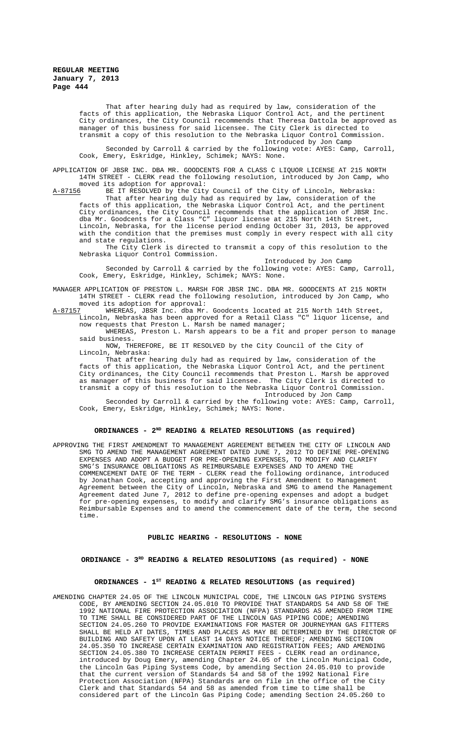That after hearing duly had as required by law, consideration of the facts of this application, the Nebraska Liquor Control Act, and the pertinent City ordinances, the City Council recommends that Theresa Dattola be approved as manager of this business for said licensee. The City Clerk is directed to transmit a copy of this resolution to the Nebraska Liquor Control Commission.

Introduced by Jon Camp

Seconded by Carroll & carried by the following vote: AYES: Camp, Carroll, Cook, Emery, Eskridge, Hinkley, Schimek; NAYS: None.

APPLICATION OF JBSR INC. DBA MR. GOODCENTS FOR A CLASS C LIQUOR LICENSE AT 215 NORTH 14TH STREET - CLERK read the following resolution, introduced by Jon Camp, who moved its adoption for approval:

A-87156 BE IT RESOLVED by the City Council of the City of Lincoln, Nebraska:

That after hearing duly had as required by law, consideration of the facts of this application, the Nebraska Liquor Control Act, and the pertinent City ordinances, the City Council recommends that the application of JBSR Inc. dba Mr. Goodcents for a Class "C" liquor license at 215 North 14th Street, Lincoln, Nebraska, for the license period ending October 31, 2013, be approved with the condition that the premises must comply in every respect with all city and state regulations.

The City Clerk is directed to transmit a copy of this resolution to the Nebraska Liquor Control Commission.

Introduced by Jon Camp

Seconded by Carroll & carried by the following vote: AYES: Camp, Carroll, Cook, Emery, Eskridge, Hinkley, Schimek; NAYS: None.

MANAGER APPLICATION OF PRESTON L. MARSH FOR JBSR INC. DBA MR. GOODCENTS AT 215 NORTH 14TH STREET - CLERK read the following resolution, introduced by Jon Camp, who moved its adoption for approval:

A-87157 WHEREAS, JBSR Inc. dba Mr. Goodcents located at 215 North 14th Street, Lincoln, Nebraska has been approved for a Retail Class "C" liquor license, and now requests that Preston L. Marsh be named manager;

WHEREAS, Preston L. Marsh appears to be a fit and proper person to manage said business.

NOW, THEREFORE, BE IT RESOLVED by the City Council of the City of Lincoln, Nebraska:

That after hearing duly had as required by law, consideration of the facts of this application, the Nebraska Liquor Control Act, and the pertinent City ordinances, the City Council recommends that Preston L. Marsh be approved as manager of this business for said licensee. The City Clerk is directed to transmit a copy of this resolution to the Nebraska Liquor Control Commission.

Introduced by Jon Camp

Seconded by Carroll & carried by the following vote: AYES: Camp, Carroll, Cook, Emery, Eskridge, Hinkley, Schimek; NAYS: None.

## ORDINANCES - 2ND READING & RELATED RESOLUTIONS (as required)

APPROVING THE FIRST AMENDMENT TO MANAGEMENT AGREEMENT BETWEEN THE CITY OF LINCOLN AND SMG TO AMEND THE MANAGEMENT AGREEMENT DATED JUNE 7, 2012 TO DEFINE PRE-OPENING EXPENSES AND ADOPT A BUDGET FOR PRE-OPENING EXPENSES, TO MODIFY AND CLARIFY SMG'S INSURANCE OBLIGATIONS AS REIMBURSABLE EXPENSES AND TO AMEND THE COMMENCEMENT DATE OF THE TERM - CLERK read the following ordinance, introduced by Jonathan Cook, accepting and approving the First Amendment to Management Agreement between the City of Lincoln, Nebraska and SMG to amend the Management Agreement dated June 7, 2012 to define pre-opening expenses and adopt a budget for pre-opening expenses, to modify and clarify SMG's insurance obligations as Reimbursable Expenses and to amend the commencement date of the term, the second time.

## PUBLIC HEARING - RESOLUTIONS - NONE

## ORDINANCE - 3RD READING & RELATED RESOLUTIONS (as required) - NONE

## ORDINANCES - 1ST READING & RELATED RESOLUTIONS (as required)

AMENDING CHAPTER 24.05 OF THE LINCOLN MUNICIPAL CODE, THE LINCOLN GAS PIPING SYSTEMS CODE, BY AMENDING SECTION 24.05.010 TO PROVIDE THAT STANDARDS 54 AND 58 OF THE 1992 NATIONAL FIRE PROTECTION ASSOCIATION (NFPA) STANDARDS AS AMENDED FROM TIME TO TIME SHALL BE CONSIDERED PART OF THE LINCOLN GAS PIPING CODE; AMENDING SECTION 24.05.260 TO PROVIDE EXAMINATIONS FOR MASTER OR JOURNEYMAN GAS FITTERS SHALL BE HELD AT DATES, TIMES AND PLACES AS MAY BE DETERMINED BY THE DIRECTOR OF BUILDING AND SAFETY UPON AT LEAST 14 DAYS NOTICE THEREOF; AMENDING SECTION 24.05.350 TO INCREASE CERTAIN EXAMINATION AND REGISTRATION FEES; AND AMENDING SECTION 24.05.380 TO INCREASE CERTAIN PERMIT FEES - CLERK read an ordinance, introduced by Doug Emery, amending Chapter 24.05 of the Lincoln Municipal Code, the Lincoln Gas Piping Systems Code, by amending Section 24.05.010 to provide that the current version of Standards 54 and 58 of the 1992 National Fire Protection Association (NFPA) Standards are on file in the office of the City Clerk and that Standards 54 and 58 as amended from time to time shall be considered part of the Lincoln Gas Piping Code; amending Section 24.05.260 to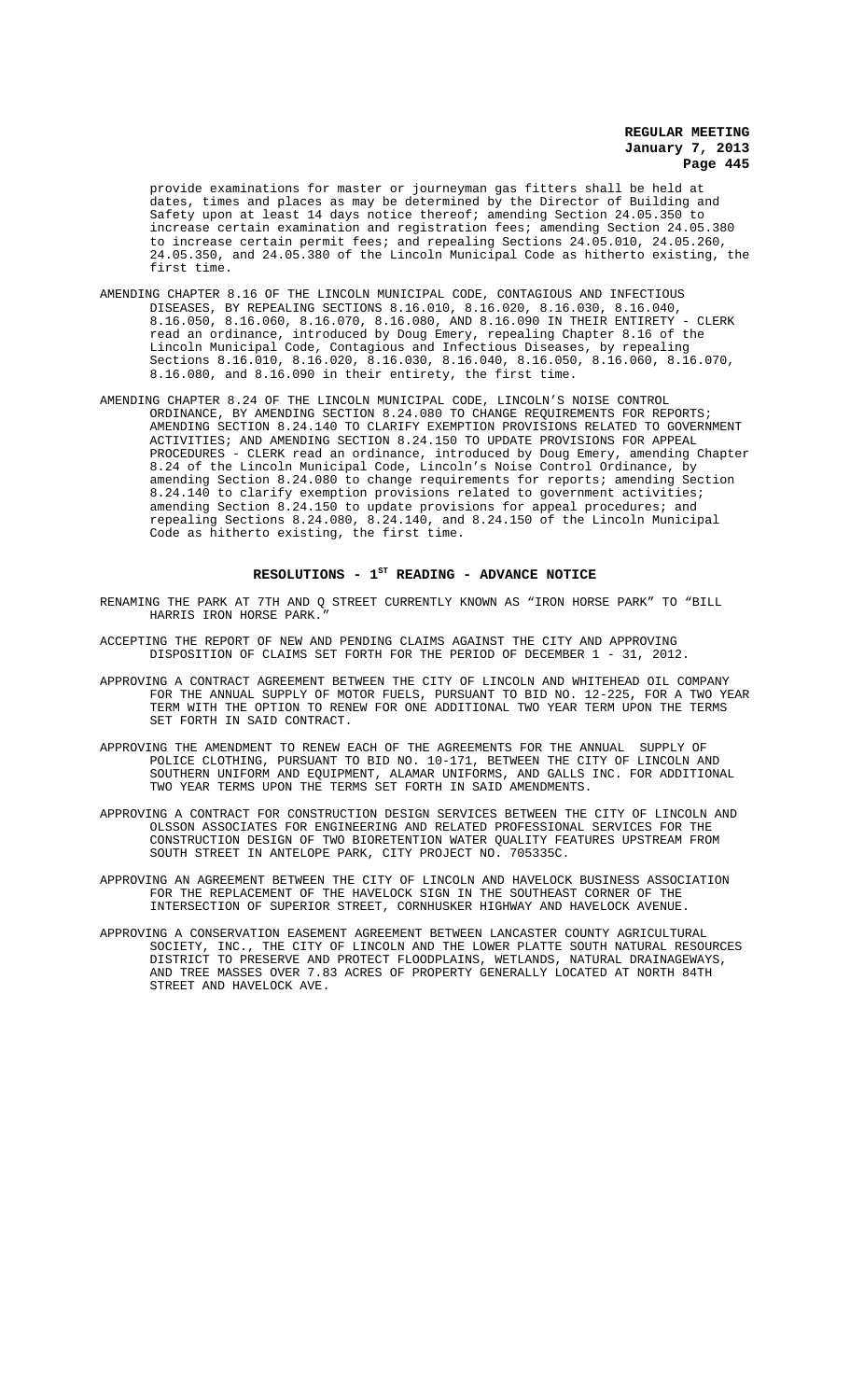provide examinations for master or journeyman gas fitters shall be held at dates, times and places as may be determined by the Director of Building and Safety upon at least 14 days notice thereof; amending Section 24.05.350 to increase certain examination and registration fees; amending Section 24.05.380 to increase certain permit fees; and repealing Sections 24.05.010, 24.05.260, 24.05.350, and 24.05.380 of the Lincoln Municipal Code as hitherto existing, the first time.

AMENDING CHAPTER 8.16 OF THE LINCOLN MUNICIPAL CODE, CONTAGIOUS AND INFECTIOUS DISEASES, BY REPEALING SECTIONS 8.16.010, 8.16.020, 8.16.030, 8.16.040, 8.16.050, 8.16.060, 8.16.070, 8.16.080, AND 8.16.090 IN THEIR ENTIRETY - CLERK read an ordinance, introduced by Doug Emery, repealing Chapter 8.16 of the Lincoln Municipal Code, Contagious and Infectious Diseases, by repealing Sections 8.16.010, 8.16.020, 8.16.030, 8.16.040, 8.16.050, 8.16.060, 8.16.070, 8.16.080, and 8.16.090 in their entirety, the first time.

AMENDING CHAPTER 8.24 OF THE LINCOLN MUNICIPAL CODE, LINCOLN'S NOISE CONTROL ORDINANCE, BY AMENDING SECTION 8.24.080 TO CHANGE REQUIREMENTS FOR REPORTS; AMENDING SECTION 8.24.140 TO CLARIFY EXEMPTION PROVISIONS RELATED TO GOVERNMENT ACTIVITIES; AND AMENDING SECTION 8.24.150 TO UPDATE PROVISIONS FOR APPEAL PROCEDURES - CLERK read an ordinance, introduced by Doug Emery, amending Chapter 8.24 of the Lincoln Municipal Code, Lincoln's Noise Control Ordinance, by amending Section 8.24.080 to change requirements for reports; amending Section 8.24.140 to clarify exemption provisions related to government activities; amending Section 8.24.150 to update provisions for appeal procedures; and repealing Sections 8.24.080, 8.24.140, and 8.24.150 of the Lincoln Municipal Code as hitherto existing, the first time.

## RESOLUTIONS - 1ST READING - ADVANCE NOTICE

RENAMING THE PARK AT 7TH AND Q STREET CURRENTLY KNOWN AS "IRON HORSE PARK" TO "BILL HARRIS IRON HORSE PARK."

ACCEPTING THE REPORT OF NEW AND PENDING CLAIMS AGAINST THE CITY AND APPROVING DISPOSITION OF CLAIMS SET FORTH FOR THE PERIOD OF DECEMBER 1 - 31, 2012.

APPROVING A CONTRACT AGREEMENT BETWEEN THE CITY OF LINCOLN AND WHITEHEAD OIL COMPANY FOR THE ANNUAL SUPPLY OF MOTOR FUELS, PURSUANT TO BID NO. 12-225, FOR A TWO YEAR TERM WITH THE OPTION TO RENEW FOR ONE ADDITIONAL TWO YEAR TERM UPON THE TERMS SET FORTH IN SAID CONTRACT.

APPROVING THE AMENDMENT TO RENEW EACH OF THE AGREEMENTS FOR THE ANNUAL SUPPLY OF POLICE CLOTHING, PURSUANT TO BID NO. 10-171, BETWEEN THE CITY OF LINCOLN AND SOUTHERN UNIFORM AND EQUIPMENT, ALAMAR UNIFORMS, AND GALLS INC. FOR ADDITIONAL TWO YEAR TERMS UPON THE TERMS SET FORTH IN SAID AMENDMENTS.

APPROVING A CONTRACT FOR CONSTRUCTION DESIGN SERVICES BETWEEN THE CITY OF LINCOLN AND OLSSON ASSOCIATES FOR ENGINEERING AND RELATED PROFESSIONAL SERVICES FOR THE CONSTRUCTION DESIGN OF TWO BIORETENTION WATER QUALITY FEATURES UPSTREAM FROM SOUTH STREET IN ANTELOPE PARK, CITY PROJECT NO. 705335C.

APPROVING AN AGREEMENT BETWEEN THE CITY OF LINCOLN AND HAVELOCK BUSINESS ASSOCIATION FOR THE REPLACEMENT OF THE HAVELOCK SIGN IN THE SOUTHEAST CORNER OF THE INTERSECTION OF SUPERIOR STREET, CORNHUSKER HIGHWAY AND HAVELOCK AVENUE.

APPROVING A CONSERVATION EASEMENT AGREEMENT BETWEEN LANCASTER COUNTY AGRICULTURAL SOCIETY, INC., THE CITY OF LINCOLN AND THE LOWER PLATTE SOUTH NATURAL RESOURCES DISTRICT TO PRESERVE AND PROTECT FLOODPLAINS, WETLANDS, NATURAL DRAINAGEWAYS, AND TREE MASSES OVER 7.83 ACRES OF PROPERTY GENERALLY LOCATED AT NORTH 84TH STREET AND HAVELOCK AVE.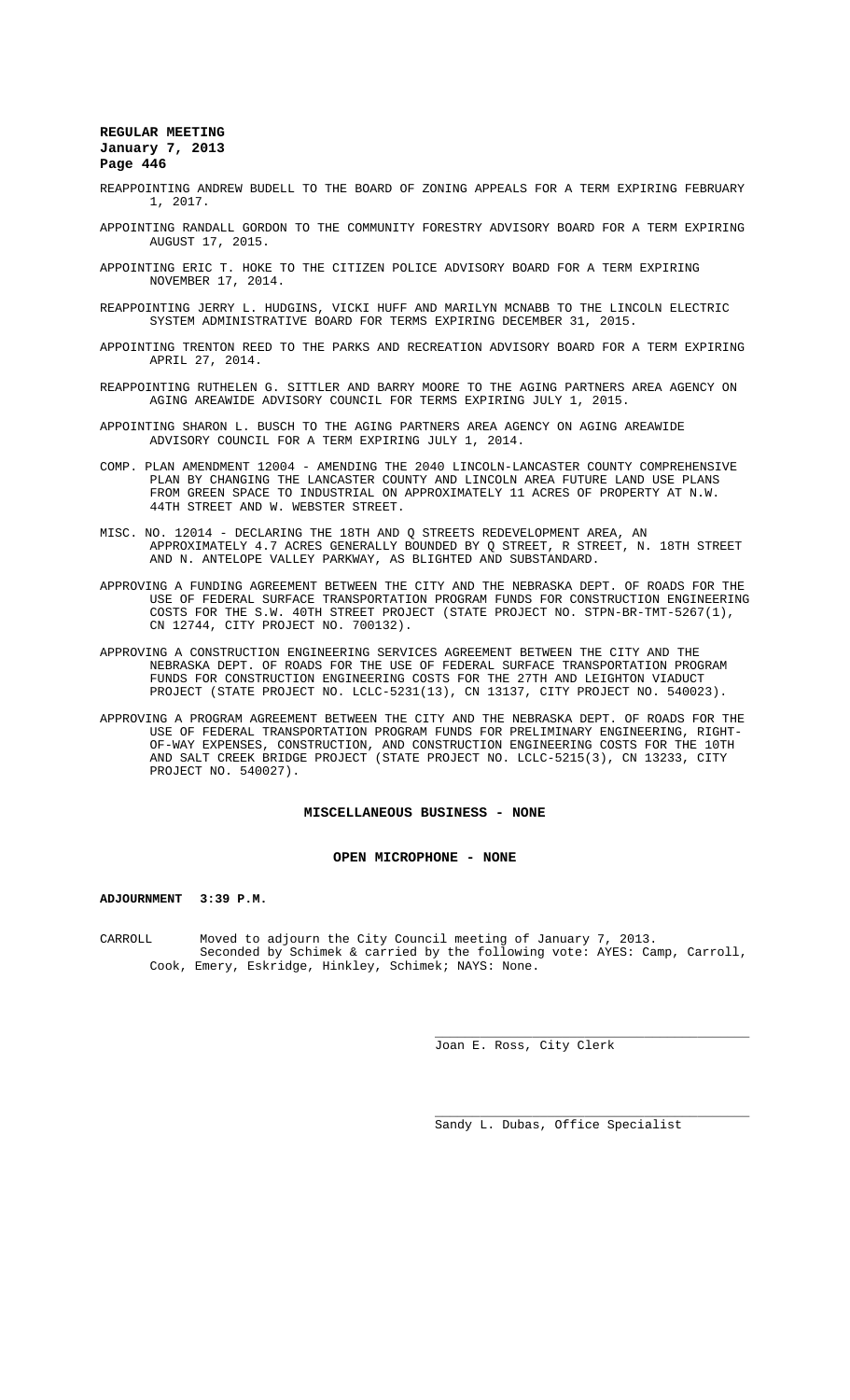REAPPOINTING ANDREW BUDELL TO THE BOARD OF ZONING APPEALS FOR A TERM EXPIRING FEBRUARY 1, 2017.

APPOINTING RANDALL GORDON TO THE COMMUNITY FORESTRY ADVISORY BOARD FOR A TERM EXPIRING AUGUST 17, 2015.

APPOINTING ERIC T. HOKE TO THE CITIZEN POLICE ADVISORY BOARD FOR A TERM EXPIRING NOVEMBER 17, 2014.

REAPPOINTING JERRY L. HUDGINS, VICKI HUFF AND MARILYN MCNABB TO THE LINCOLN ELECTRIC SYSTEM ADMINISTRATIVE BOARD FOR TERMS EXPIRING DECEMBER 31, 2015.

APPOINTING TRENTON REED TO THE PARKS AND RECREATION ADVISORY BOARD FOR A TERM EXPIRING APRIL 27, 2014.

REAPPOINTING RUTHELEN G. SITTLER AND BARRY MOORE TO THE AGING PARTNERS AREA AGENCY ON AGING AREAWIDE ADVISORY COUNCIL FOR TERMS EXPIRING JULY 1, 2015.

APPOINTING SHARON L. BUSCH TO THE AGING PARTNERS AREA AGENCY ON AGING AREAWIDE ADVISORY COUNCIL FOR A TERM EXPIRING JULY 1, 2014.

COMP. PLAN AMENDMENT 12004 - AMENDING THE 2040 LINCOLN-LANCASTER COUNTY COMPREHENSIVE PLAN BY CHANGING THE LANCASTER COUNTY AND LINCOLN AREA FUTURE LAND USE PLANS FROM GREEN SPACE TO INDUSTRIAL ON APPROXIMATELY 11 ACRES OF PROPERTY AT N.W. 44TH STREET AND W. WEBSTER STREET.

MISC. NO. 12014 - DECLARING THE 18TH AND Q STREETS REDEVELOPMENT AREA, AN APPROXIMATELY 4.7 ACRES GENERALLY BOUNDED BY Q STREET, R STREET, N. 18TH STREET AND N. ANTELOPE VALLEY PARKWAY, AS BLIGHTED AND SUBSTANDARD.

APPROVING A FUNDING AGREEMENT BETWEEN THE CITY AND THE NEBRASKA DEPT. OF ROADS FOR THE USE OF FEDERAL SURFACE TRANSPORTATION PROGRAM FUNDS FOR CONSTRUCTION ENGINEERING COSTS FOR THE S.W. 40TH STREET PROJECT (STATE PROJECT NO. STPN-BR-TMT-5267(1), CN 12744, CITY PROJECT NO. 700132).

APPROVING A CONSTRUCTION ENGINEERING SERVICES AGREEMENT BETWEEN THE CITY AND THE NEBRASKA DEPT. OF ROADS FOR THE USE OF FEDERAL SURFACE TRANSPORTATION PROGRAM FUNDS FOR CONSTRUCTION ENGINEERING COSTS FOR THE 27TH AND LEIGHTON VIADUCT PROJECT (STATE PROJECT NO. LCLC-5231(13), CN 13137, CITY PROJECT NO. 540023).

APPROVING A PROGRAM AGREEMENT BETWEEN THE CITY AND THE NEBRASKA DEPT. OF ROADS FOR THE USE OF FEDERAL TRANSPORTATION PROGRAM FUNDS FOR PRELIMINARY ENGINEERING, RIGHT-OF-WAY EXPENSES, CONSTRUCTION, AND CONSTRUCTION ENGINEERING COSTS FOR THE 10TH AND SALT CREEK BRIDGE PROJECT (STATE PROJECT NO. LCLC-5215(3), CN 13233, CITY PROJECT NO. 540027).

**MISCELLANEOUS BUSINESS - NONE**

**OPEN MICROPHONE - NONE**

**ADJOURNMENT 3:39 P.M.**

CARROLL Moved to adjourn the City Council meeting of January 7, 2013.
Seconded by Schimek & carried by the following vote: AYES: Camp, Carroll, Cook, Emery, Eskridge, Hinkley, Schimek; NAYS: None.

\_\_\_\_\_\_\_\_\_\_\_\_\_\_\_\_\_\_\_\_\_\_\_\_\_\_\_\_\_\_\_\_\_\_\_\_\_\_\_\_
Joan E. Ross, City Clerk

\_\_\_\_\_\_\_\_\_\_\_\_\_\_\_\_\_\_\_\_\_\_\_\_\_\_\_\_\_\_\_\_\_\_\_\_\_\_\_\_
Sandy L. Dubas, Office Specialist